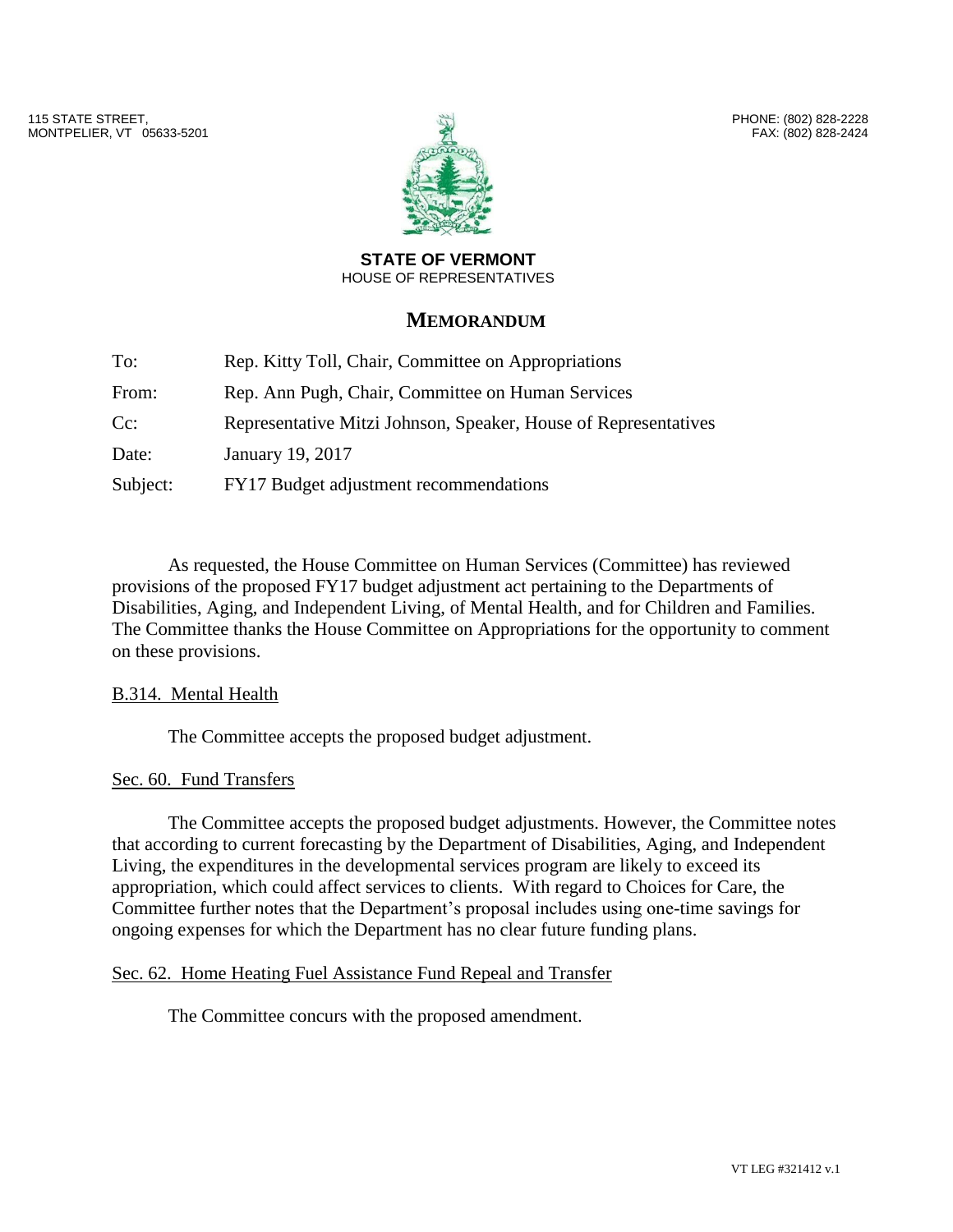115 STATE STREET,
MONTPELIER, VT 05633-5201

PHONE: (802) 828-2228
FAX: (802) 828-2424

**STATE OF VERMONT**
HOUSE OF REPRESENTATIVES

## MEMORANDUM

| | |
|---|---|
| To: | Rep. Kitty Toll, Chair, Committee on Appropriations |
| From: | Rep. Ann Pugh, Chair, Committee on Human Services |
| Cc: | Representative Mitzi Johnson, Speaker, House of Representatives |
| Date: | January 19, 2017 |
| Subject: | FY17 Budget adjustment recommendations |

As requested, the House Committee on Human Services (Committee) has reviewed provisions of the proposed FY17 budget adjustment act pertaining to the Departments of Disabilities, Aging, and Independent Living, of Mental Health, and for Children and Families. The Committee thanks the House Committee on Appropriations for the opportunity to comment on these provisions.

B.314. Mental Health

The Committee accepts the proposed budget adjustment.

Sec. 60. Fund Transfers

The Committee accepts the proposed budget adjustments. However, the Committee notes that according to current forecasting by the Department of Disabilities, Aging, and Independent Living, the expenditures in the developmental services program are likely to exceed its appropriation, which could affect services to clients. With regard to Choices for Care, the Committee further notes that the Department's proposal includes using one-time savings for ongoing expenses for which the Department has no clear future funding plans.

Sec. 62. Home Heating Fuel Assistance Fund Repeal and Transfer

The Committee concurs with the proposed amendment.

VT LEG #321412 v.1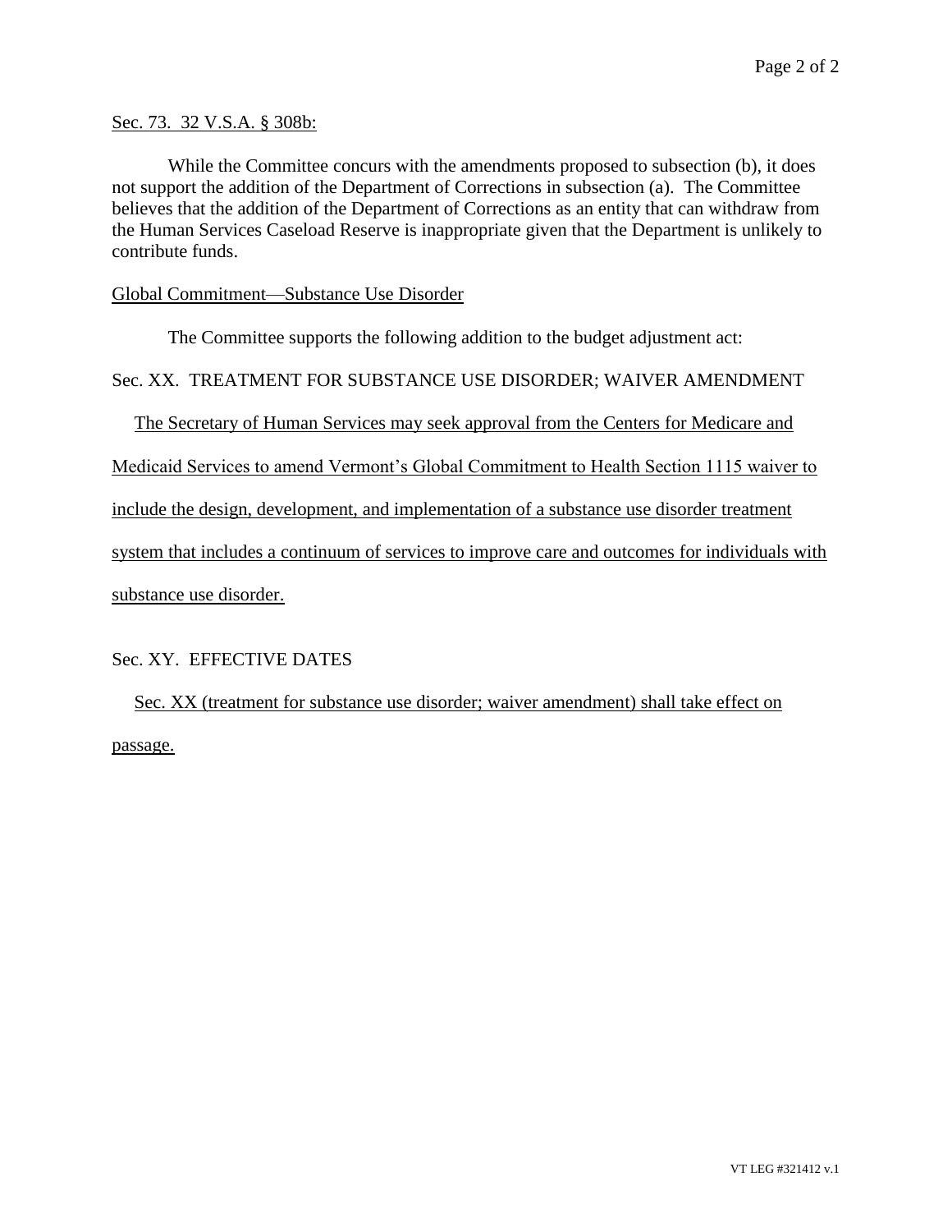Sec. 73. 32 V.S.A. § 308b:

While the Committee concurs with the amendments proposed to subsection (b), it does not support the addition of the Department of Corrections in subsection (a). The Committee believes that the addition of the Department of Corrections as an entity that can withdraw from the Human Services Caseload Reserve is inappropriate given that the Department is unlikely to contribute funds.

Global Commitment—Substance Use Disorder

The Committee supports the following addition to the budget adjustment act:

Sec. XX. TREATMENT FOR SUBSTANCE USE DISORDER; WAIVER AMENDMENT

The Secretary of Human Services may seek approval from the Centers for Medicare and Medicaid Services to amend Vermont's Global Commitment to Health Section 1115 waiver to include the design, development, and implementation of a substance use disorder treatment system that includes a continuum of services to improve care and outcomes for individuals with substance use disorder.

Sec. XY. EFFECTIVE DATES

Sec. XX (treatment for substance use disorder; waiver amendment) shall take effect on passage.

VT LEG #321412 v.1